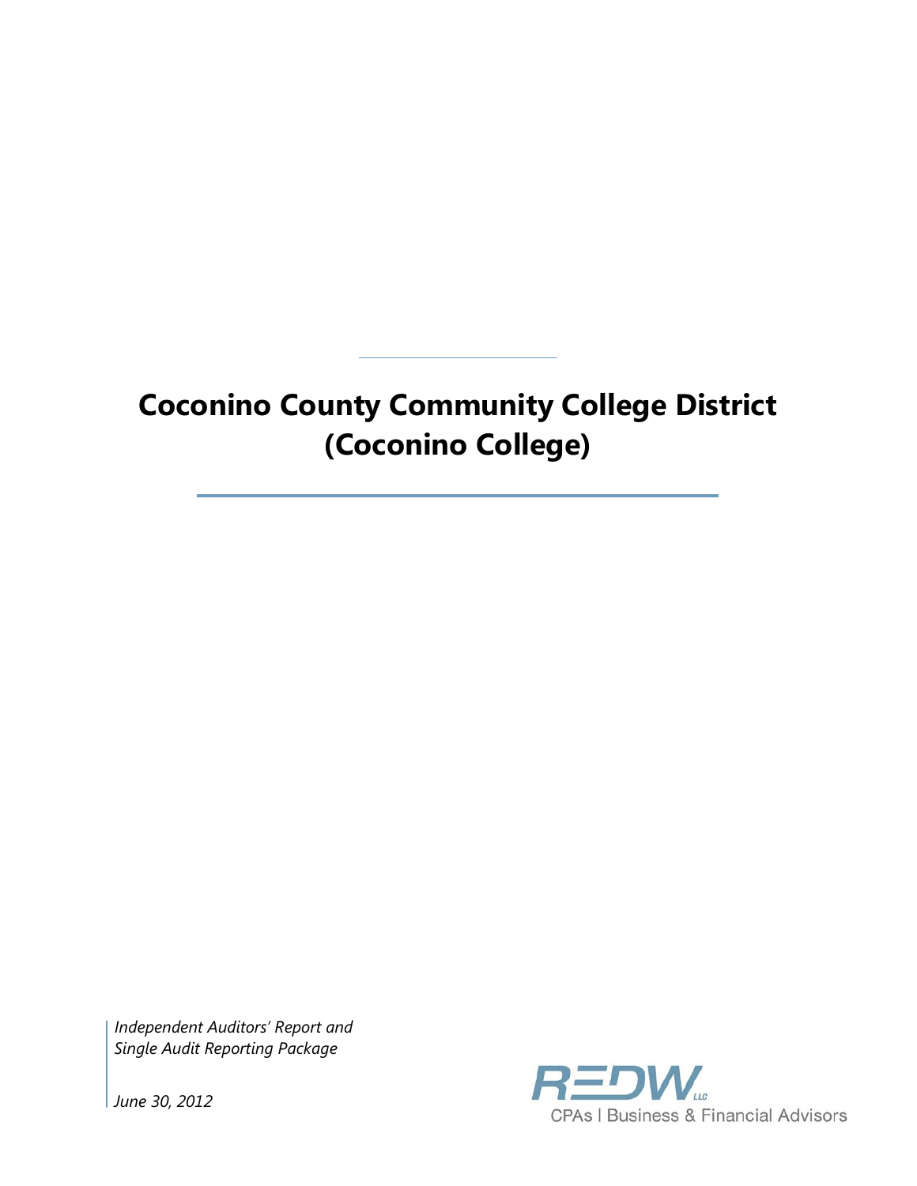# Coconino County Community College District (Coconino College)

*Independent Auditors' Report and Single Audit Reporting Package*

*June 30, 2012*

REDW LLC
CPAs | Business & Financial Advisors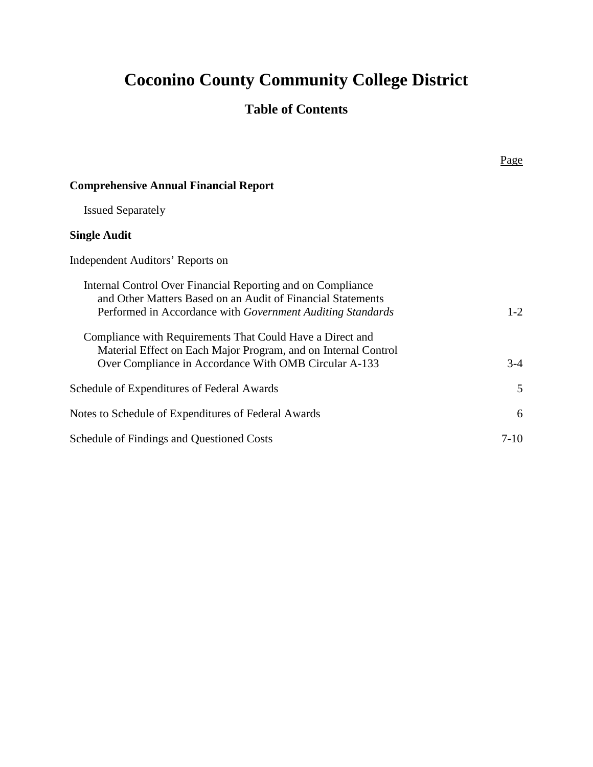# Coconino County Community College District

## Table of Contents

| | Page |
|---|---|
| **Comprehensive Annual Financial Report** | |
| Issued Separately | |
| **Single Audit** | |
| Independent Auditors' Reports on | |
| Internal Control Over Financial Reporting and on Compliance and Other Matters Based on an Audit of Financial Statements Performed in Accordance with *Government Auditing Standards* | 1-2 |
| Compliance with Requirements That Could Have a Direct and Material Effect on Each Major Program, and on Internal Control Over Compliance in Accordance With OMB Circular A-133 | 3-4 |
| Schedule of Expenditures of Federal Awards | 5 |
| Notes to Schedule of Expenditures of Federal Awards | 6 |
| Schedule of Findings and Questioned Costs | 7-10 |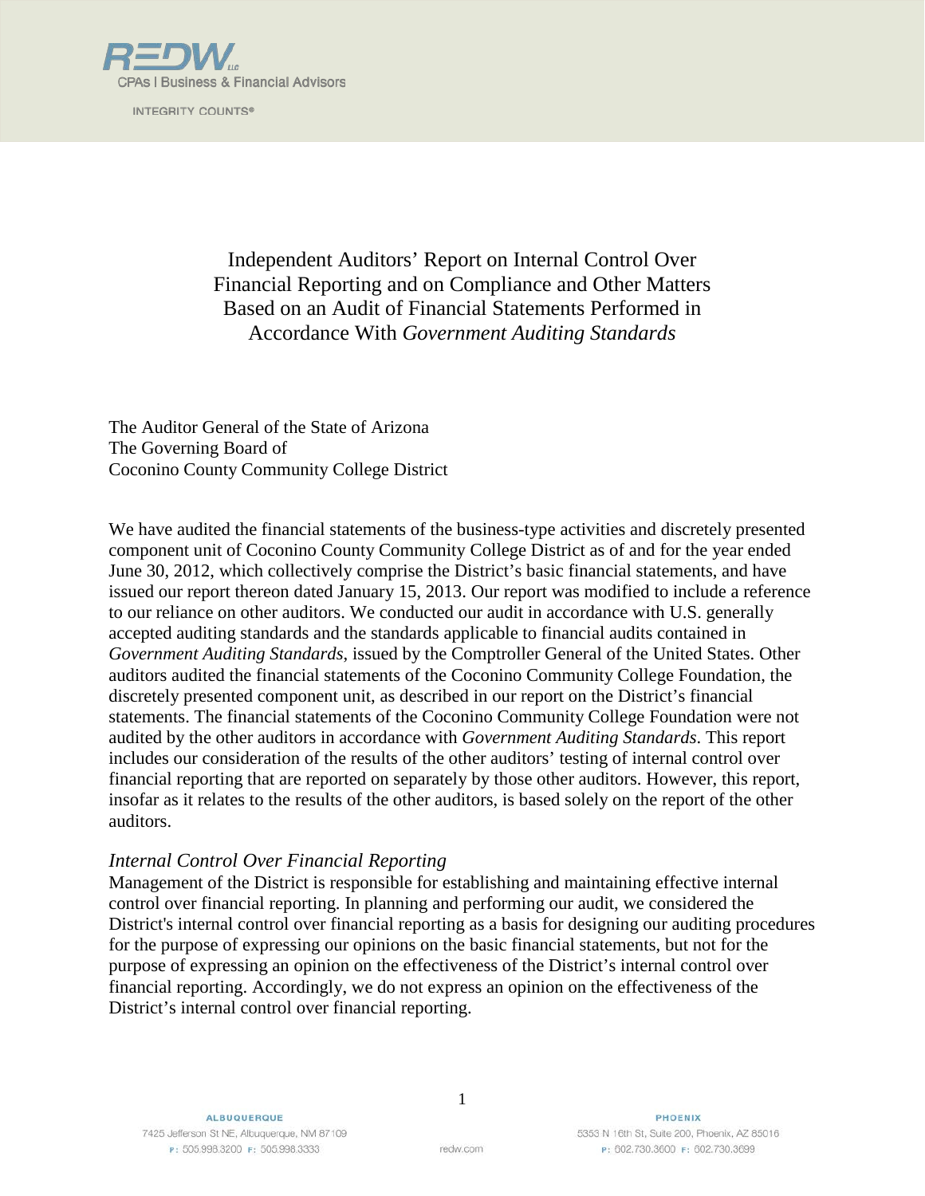# Independent Auditors' Report on Internal Control Over Financial Reporting and on Compliance and Other Matters Based on an Audit of Financial Statements Performed in Accordance With *Government Auditing Standards*

The Auditor General of the State of Arizona
The Governing Board of
Coconino County Community College District

We have audited the financial statements of the business-type activities and discretely presented component unit of Coconino County Community College District as of and for the year ended June 30, 2012, which collectively comprise the District's basic financial statements, and have issued our report thereon dated January 15, 2013. Our report was modified to include a reference to our reliance on other auditors. We conducted our audit in accordance with U.S. generally accepted auditing standards and the standards applicable to financial audits contained in *Government Auditing Standards*, issued by the Comptroller General of the United States. Other auditors audited the financial statements of the Coconino Community College Foundation, the discretely presented component unit, as described in our report on the District's financial statements. The financial statements of the Coconino Community College Foundation were not audited by the other auditors in accordance with *Government Auditing Standards*. This report includes our consideration of the results of the other auditors' testing of internal control over financial reporting that are reported on separately by those other auditors. However, this report, insofar as it relates to the results of the other auditors, is based solely on the report of the other auditors.

## *Internal Control Over Financial Reporting*

Management of the District is responsible for establishing and maintaining effective internal control over financial reporting. In planning and performing our audit, we considered the District's internal control over financial reporting as a basis for designing our auditing procedures for the purpose of expressing our opinions on the basic financial statements, but not for the purpose of expressing an opinion on the effectiveness of the District's internal control over financial reporting. Accordingly, we do not express an opinion on the effectiveness of the District's internal control over financial reporting.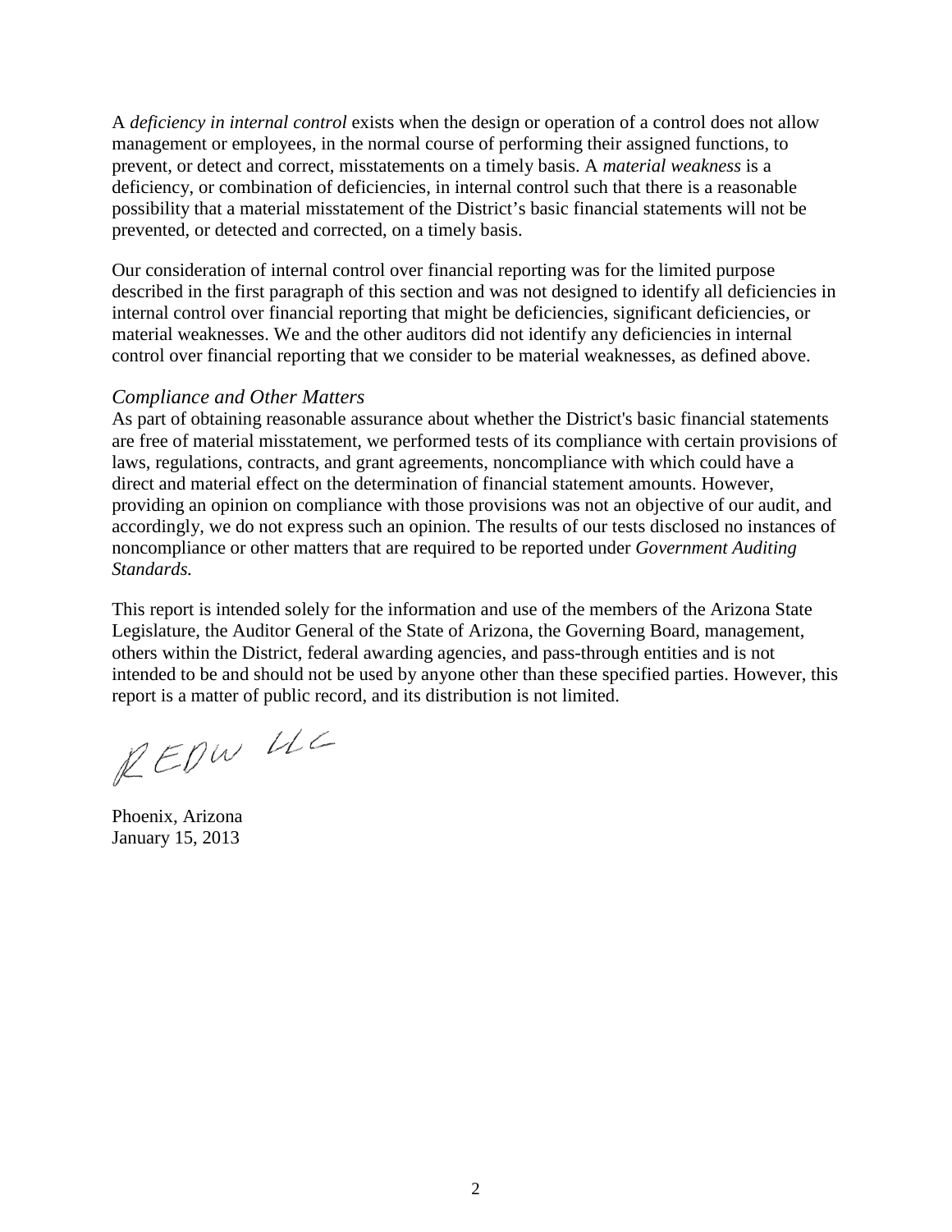A *deficiency in internal control* exists when the design or operation of a control does not allow management or employees, in the normal course of performing their assigned functions, to prevent, or detect and correct, misstatements on a timely basis. A *material weakness* is a deficiency, or combination of deficiencies, in internal control such that there is a reasonable possibility that a material misstatement of the District's basic financial statements will not be prevented, or detected and corrected, on a timely basis.

Our consideration of internal control over financial reporting was for the limited purpose described in the first paragraph of this section and was not designed to identify all deficiencies in internal control over financial reporting that might be deficiencies, significant deficiencies, or material weaknesses. We and the other auditors did not identify any deficiencies in internal control over financial reporting that we consider to be material weaknesses, as defined above.

### *Compliance and Other Matters*

As part of obtaining reasonable assurance about whether the District's basic financial statements are free of material misstatement, we performed tests of its compliance with certain provisions of laws, regulations, contracts, and grant agreements, noncompliance with which could have a direct and material effect on the determination of financial statement amounts. However, providing an opinion on compliance with those provisions was not an objective of our audit, and accordingly, we do not express such an opinion. The results of our tests disclosed no instances of noncompliance or other matters that are required to be reported under *Government Auditing Standards.*

This report is intended solely for the information and use of the members of the Arizona State Legislature, the Auditor General of the State of Arizona, the Governing Board, management, others within the District, federal awarding agencies, and pass-through entities and is not intended to be and should not be used by anyone other than these specified parties. However, this report is a matter of public record, and its distribution is not limited.

REDW LLC

Phoenix, Arizona
January 15, 2013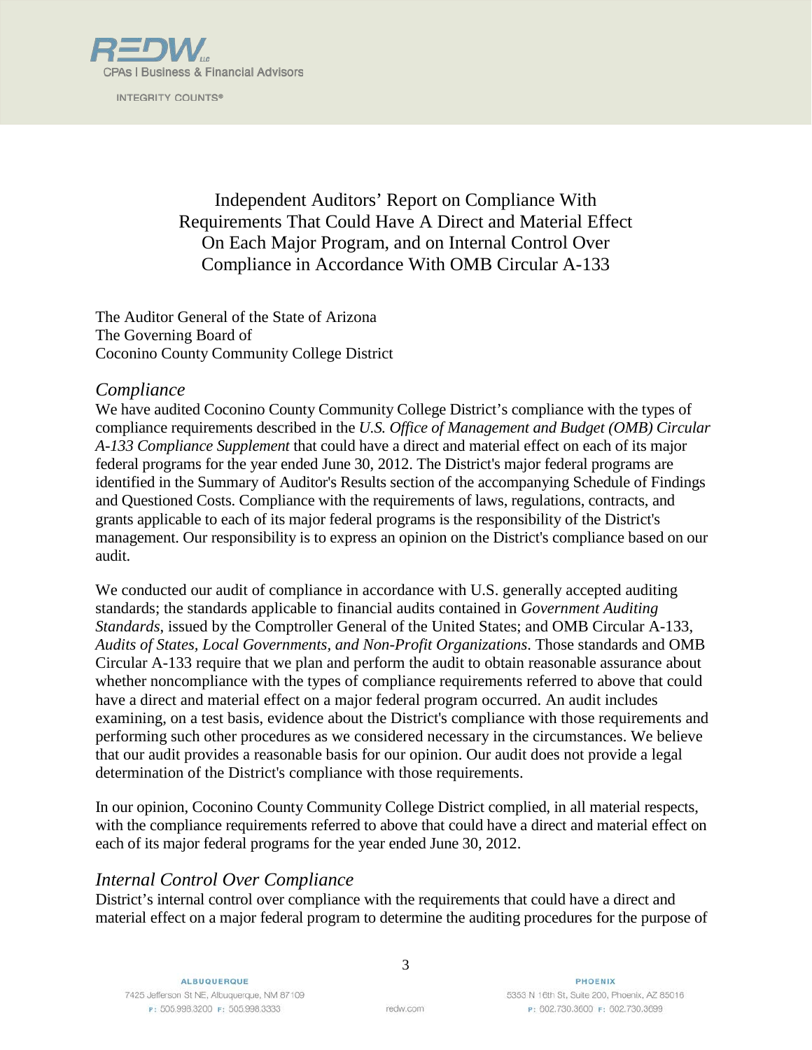# Independent Auditors' Report on Compliance With Requirements That Could Have A Direct and Material Effect On Each Major Program, and on Internal Control Over Compliance in Accordance With OMB Circular A-133

The Auditor General of the State of Arizona
The Governing Board of
Coconino County Community College District

## *Compliance*

We have audited Coconino County Community College District's compliance with the types of compliance requirements described in the *U.S. Office of Management and Budget (OMB) Circular A-133 Compliance Supplement* that could have a direct and material effect on each of its major federal programs for the year ended June 30, 2012. The District's major federal programs are identified in the Summary of Auditor's Results section of the accompanying Schedule of Findings and Questioned Costs. Compliance with the requirements of laws, regulations, contracts, and grants applicable to each of its major federal programs is the responsibility of the District's management. Our responsibility is to express an opinion on the District's compliance based on our audit.

We conducted our audit of compliance in accordance with U.S. generally accepted auditing standards; the standards applicable to financial audits contained in *Government Auditing Standards*, issued by the Comptroller General of the United States; and OMB Circular A-133, *Audits of States, Local Governments, and Non-Profit Organizations*. Those standards and OMB Circular A-133 require that we plan and perform the audit to obtain reasonable assurance about whether noncompliance with the types of compliance requirements referred to above that could have a direct and material effect on a major federal program occurred. An audit includes examining, on a test basis, evidence about the District's compliance with those requirements and performing such other procedures as we considered necessary in the circumstances. We believe that our audit provides a reasonable basis for our opinion. Our audit does not provide a legal determination of the District's compliance with those requirements.

In our opinion, Coconino County Community College District complied, in all material respects, with the compliance requirements referred to above that could have a direct and material effect on each of its major federal programs for the year ended June 30, 2012.

## *Internal Control Over Compliance*

District's internal control over compliance with the requirements that could have a direct and material effect on a major federal program to determine the auditing procedures for the purpose of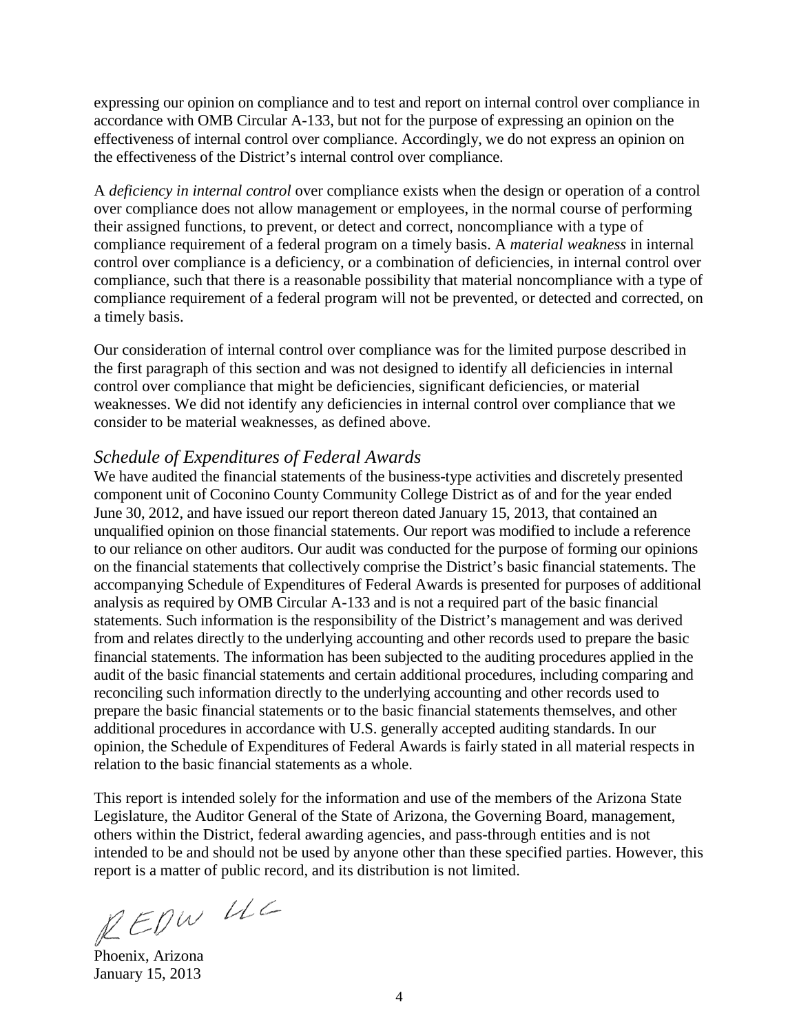expressing our opinion on compliance and to test and report on internal control over compliance in accordance with OMB Circular A-133, but not for the purpose of expressing an opinion on the effectiveness of internal control over compliance. Accordingly, we do not express an opinion on the effectiveness of the District's internal control over compliance.

A *deficiency in internal control* over compliance exists when the design or operation of a control over compliance does not allow management or employees, in the normal course of performing their assigned functions, to prevent, or detect and correct, noncompliance with a type of compliance requirement of a federal program on a timely basis. A *material weakness* in internal control over compliance is a deficiency, or a combination of deficiencies, in internal control over compliance, such that there is a reasonable possibility that material noncompliance with a type of compliance requirement of a federal program will not be prevented, or detected and corrected, on a timely basis.

Our consideration of internal control over compliance was for the limited purpose described in the first paragraph of this section and was not designed to identify all deficiencies in internal control over compliance that might be deficiencies, significant deficiencies, or material weaknesses. We did not identify any deficiencies in internal control over compliance that we consider to be material weaknesses, as defined above.

## *Schedule of Expenditures of Federal Awards*

We have audited the financial statements of the business-type activities and discretely presented component unit of Coconino County Community College District as of and for the year ended June 30, 2012, and have issued our report thereon dated January 15, 2013, that contained an unqualified opinion on those financial statements. Our report was modified to include a reference to our reliance on other auditors. Our audit was conducted for the purpose of forming our opinions on the financial statements that collectively comprise the District's basic financial statements. The accompanying Schedule of Expenditures of Federal Awards is presented for purposes of additional analysis as required by OMB Circular A-133 and is not a required part of the basic financial statements. Such information is the responsibility of the District's management and was derived from and relates directly to the underlying accounting and other records used to prepare the basic financial statements. The information has been subjected to the auditing procedures applied in the audit of the basic financial statements and certain additional procedures, including comparing and reconciling such information directly to the underlying accounting and other records used to prepare the basic financial statements or to the basic financial statements themselves, and other additional procedures in accordance with U.S. generally accepted auditing standards. In our opinion, the Schedule of Expenditures of Federal Awards is fairly stated in all material respects in relation to the basic financial statements as a whole.

This report is intended solely for the information and use of the members of the Arizona State Legislature, the Auditor General of the State of Arizona, the Governing Board, management, others within the District, federal awarding agencies, and pass-through entities and is not intended to be and should not be used by anyone other than these specified parties. However, this report is a matter of public record, and its distribution is not limited.

REDW LLC

Phoenix, Arizona
January 15, 2013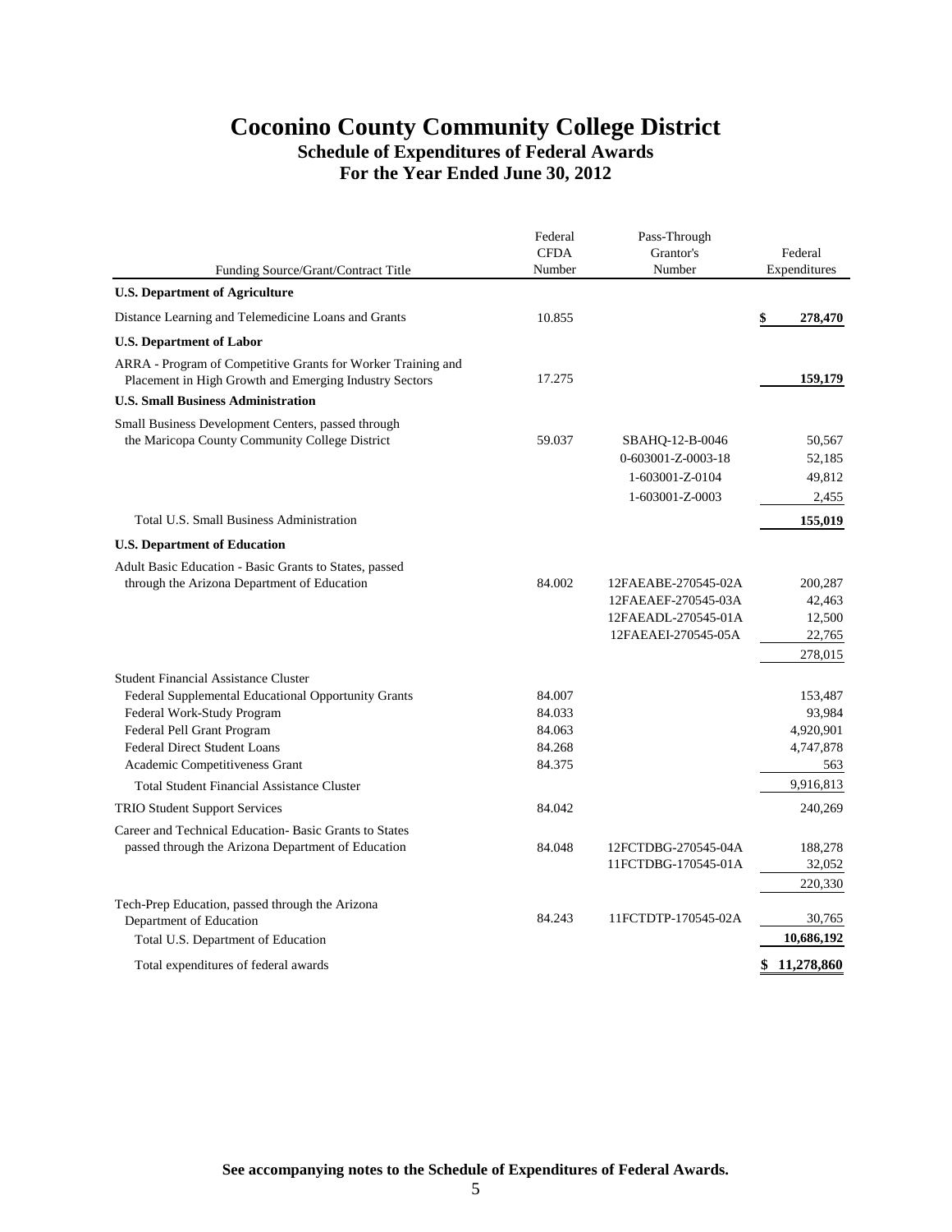# Coconino County Community College District

## Schedule of Expenditures of Federal Awards

## For the Year Ended June 30, 2012

| Funding Source/Grant/Contract Title | Federal CFDA Number | Pass-Through Grantor's Number | Federal Expenditures |
|---|---|---|---|
| **U.S. Department of Agriculture** | | | |
| Distance Learning and Telemedicine Loans and Grants | 10.855 | | **$ 278,470** |
| **U.S. Department of Labor** | | | |
| ARRA - Program of Competitive Grants for Worker Training and Placement in High Growth and Emerging Industry Sectors | 17.275 | | **159,179** |
| **U.S. Small Business Administration** | | | |
| Small Business Development Centers, passed through the Maricopa County Community College District | 59.037 | SBAHQ-12-B-0046 | 50,567 |
| | | 0-603001-Z-0003-18 | 52,185 |
| | | 1-603001-Z-0104 | 49,812 |
| | | 1-603001-Z-0003 | 2,455 |
| Total U.S. Small Business Administration | | | **155,019** |
| **U.S. Department of Education** | | | |
| Adult Basic Education - Basic Grants to States, passed through the Arizona Department of Education | 84.002 | 12FAEABE-270545-02A | 200,287 |
| | | 12FAEAEF-270545-03A | 42,463 |
| | | 12FAEADL-270545-01A | 12,500 |
| | | 12FAEAEI-270545-05A | 22,765 |
| | | | 278,015 |
| Student Financial Assistance Cluster | | | |
| Federal Supplemental Educational Opportunity Grants | 84.007 | | 153,487 |
| Federal Work-Study Program | 84.033 | | 93,984 |
| Federal Pell Grant Program | 84.063 | | 4,920,901 |
| Federal Direct Student Loans | 84.268 | | 4,747,878 |
| Academic Competitiveness Grant | 84.375 | | 563 |
| Total Student Financial Assistance Cluster | | | 9,916,813 |
| TRIO Student Support Services | 84.042 | | 240,269 |
| Career and Technical Education- Basic Grants to States passed through the Arizona Department of Education | 84.048 | 12FCTDBG-270545-04A | 188,278 |
| | | 11FCTDBG-170545-01A | 32,052 |
| | | | 220,330 |
| Tech-Prep Education, passed through the Arizona Department of Education | 84.243 | 11FCTDTP-170545-02A | 30,765 |
| Total U.S. Department of Education | | | **10,686,192** |
| Total expenditures of federal awards | | | **$ 11,278,860** |

**See accompanying notes to the Schedule of Expenditures of Federal Awards.**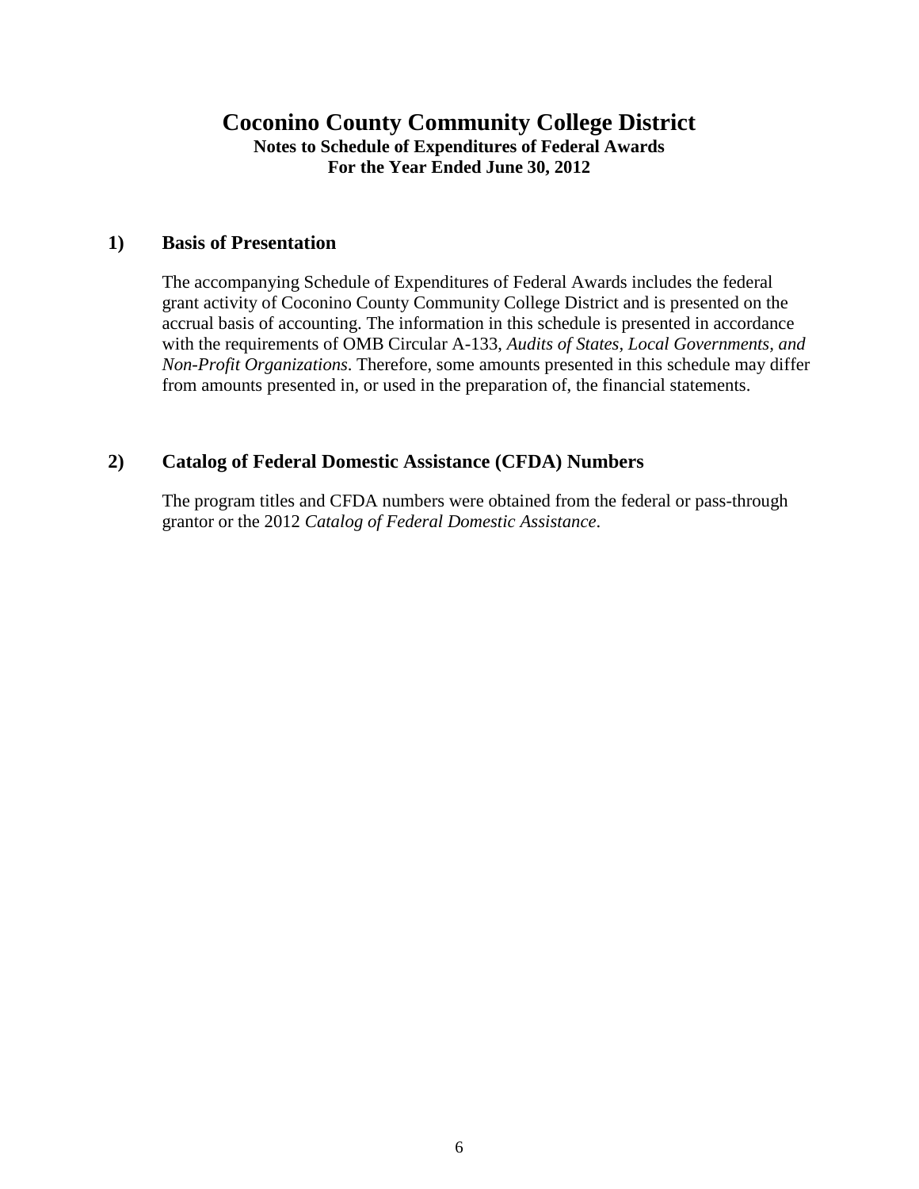# Coconino County Community College District

**Notes to Schedule of Expenditures of Federal Awards**
**For the Year Ended June 30, 2012**

## 1) Basis of Presentation

The accompanying Schedule of Expenditures of Federal Awards includes the federal grant activity of Coconino County Community College District and is presented on the accrual basis of accounting. The information in this schedule is presented in accordance with the requirements of OMB Circular A-133, *Audits of States, Local Governments, and Non-Profit Organizations*. Therefore, some amounts presented in this schedule may differ from amounts presented in, or used in the preparation of, the financial statements.

## 2) Catalog of Federal Domestic Assistance (CFDA) Numbers

The program titles and CFDA numbers were obtained from the federal or pass-through grantor or the 2012 *Catalog of Federal Domestic Assistance*.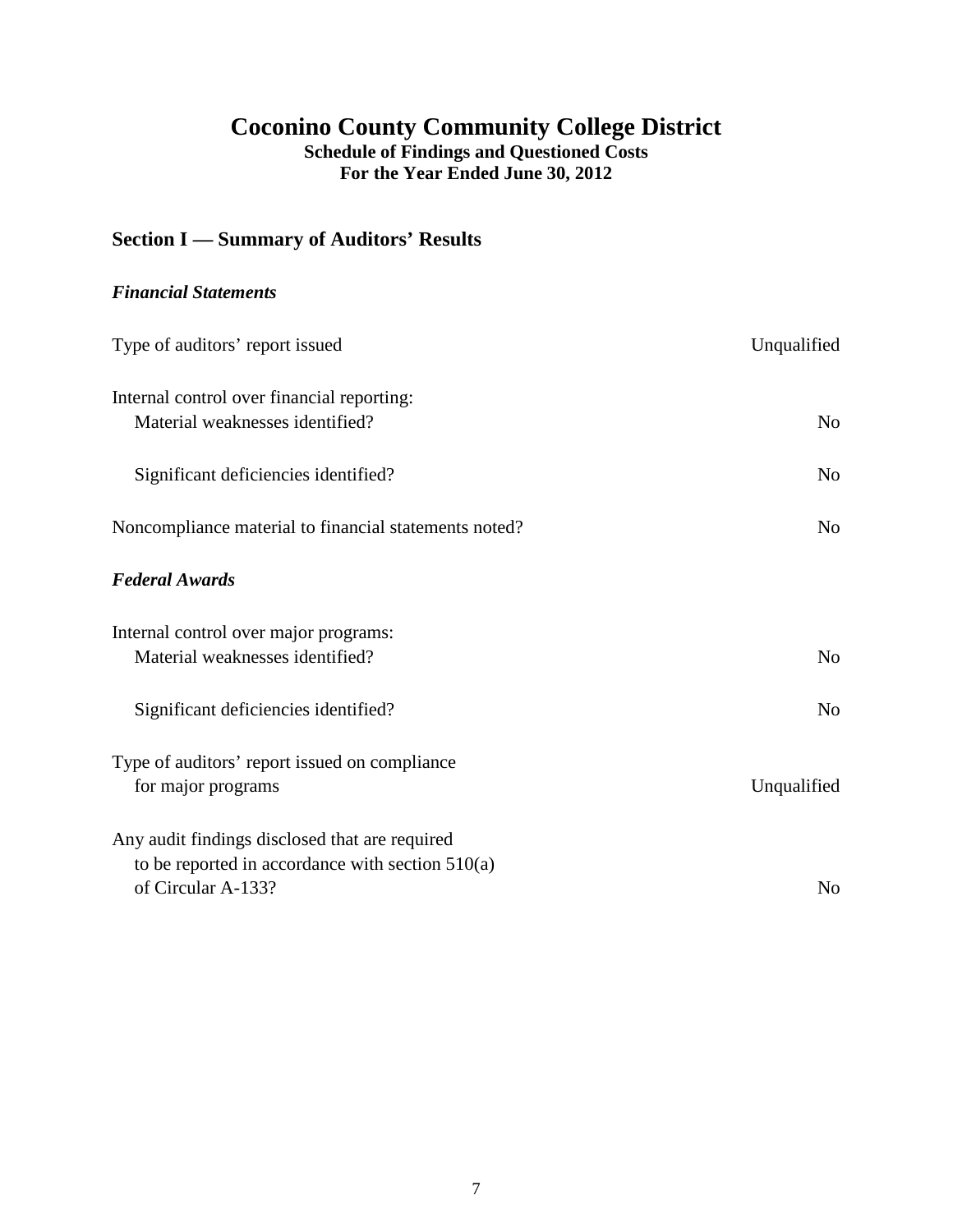# Coconino County Community College District

**Schedule of Findings and Questioned Costs**
**For the Year Ended June 30, 2012**

## Section I — Summary of Auditors' Results

### *Financial Statements*

| | |
|---|---|
| Type of auditors' report issued | Unqualified |
| Internal control over financial reporting: | |
| Material weaknesses identified? | No |
| Significant deficiencies identified? | No |
| Noncompliance material to financial statements noted? | No |

### *Federal Awards*

| | |
|---|---|
| Internal control over major programs: | |
| Material weaknesses identified? | No |
| Significant deficiencies identified? | No |
| Type of auditors' report issued on compliance for major programs | Unqualified |
| Any audit findings disclosed that are required to be reported in accordance with section 510(a) of Circular A-133? | No |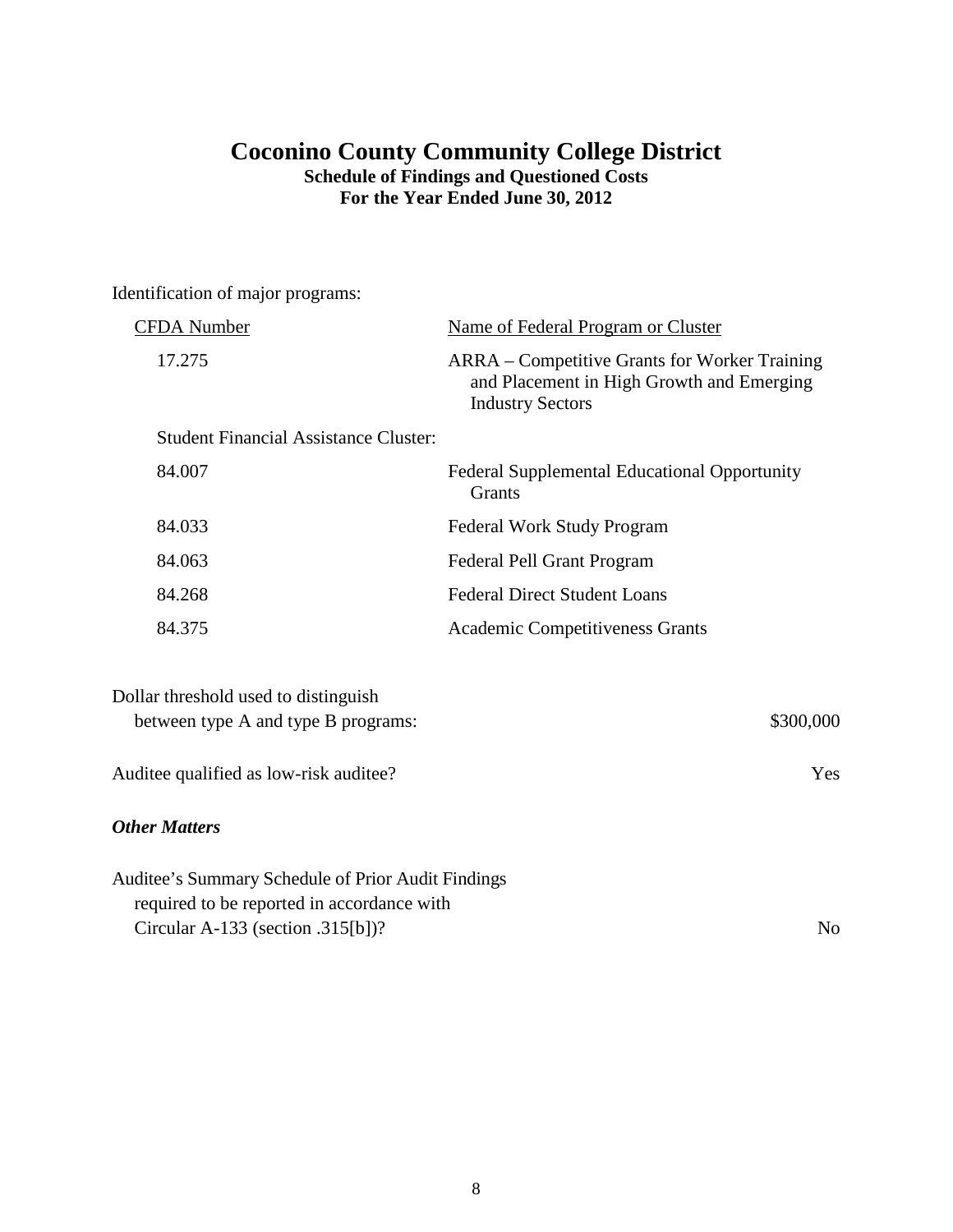# Coconino County Community College District

## Schedule of Findings and Questioned Costs

## For the Year Ended June 30, 2012

Identification of major programs:

| CFDA Number | Name of Federal Program or Cluster |
|---|---|
| 17.275 | ARRA – Competitive Grants for Worker Training and Placement in High Growth and Emerging Industry Sectors |
| Student Financial Assistance Cluster: | |
| 84.007 | Federal Supplemental Educational Opportunity Grants |
| 84.033 | Federal Work Study Program |
| 84.063 | Federal Pell Grant Program |
| 84.268 | Federal Direct Student Loans |
| 84.375 | Academic Competitiveness Grants |

Dollar threshold used to distinguish between type A and type B programs: $300,000

Auditee qualified as low-risk auditee? Yes

***Other Matters***

Auditee's Summary Schedule of Prior Audit Findings required to be reported in accordance with Circular A-133 (section .315[b])? No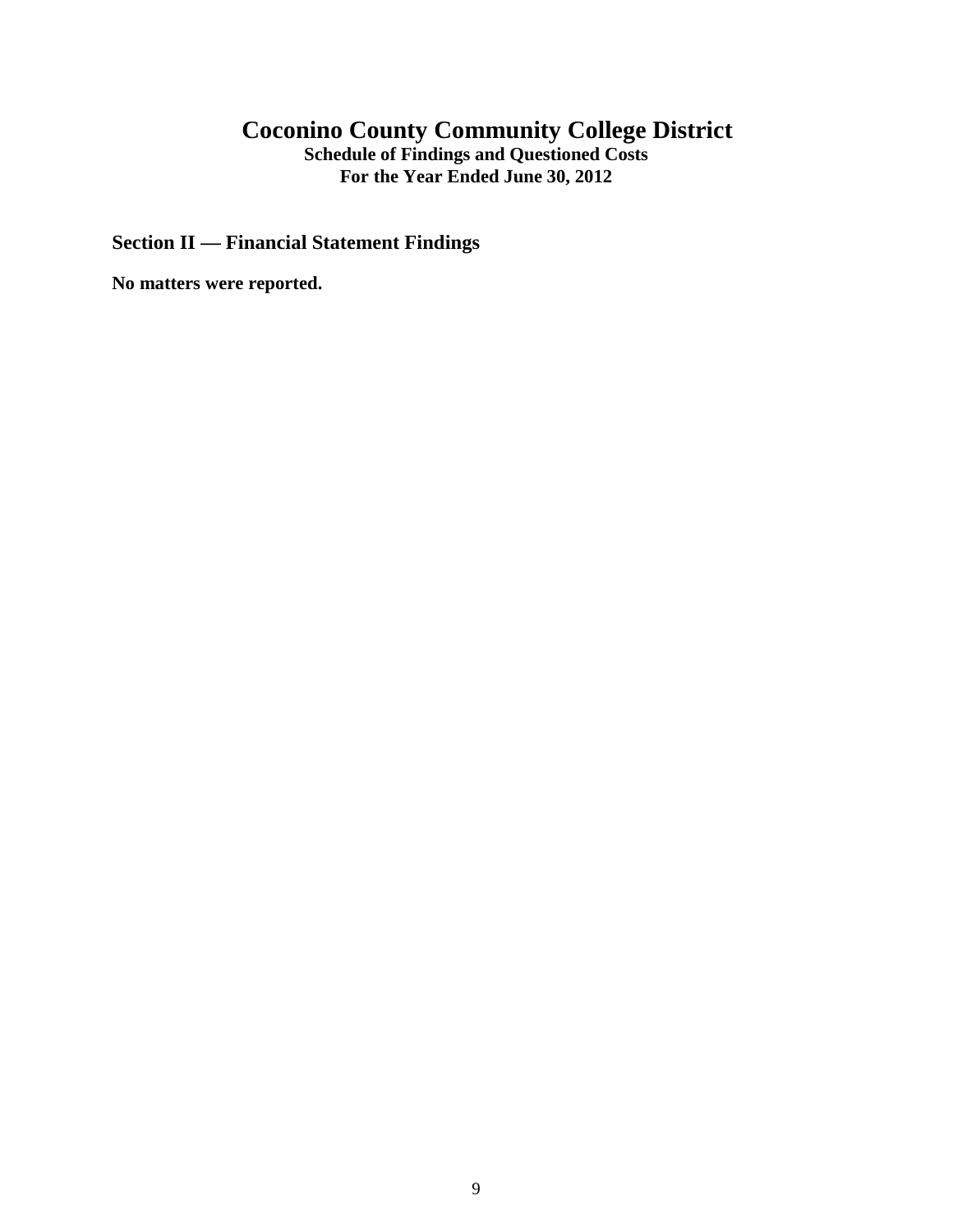# Coconino County Community College District

**Schedule of Findings and Questioned Costs**
**For the Year Ended June 30, 2012**

## Section II — Financial Statement Findings

**No matters were reported.**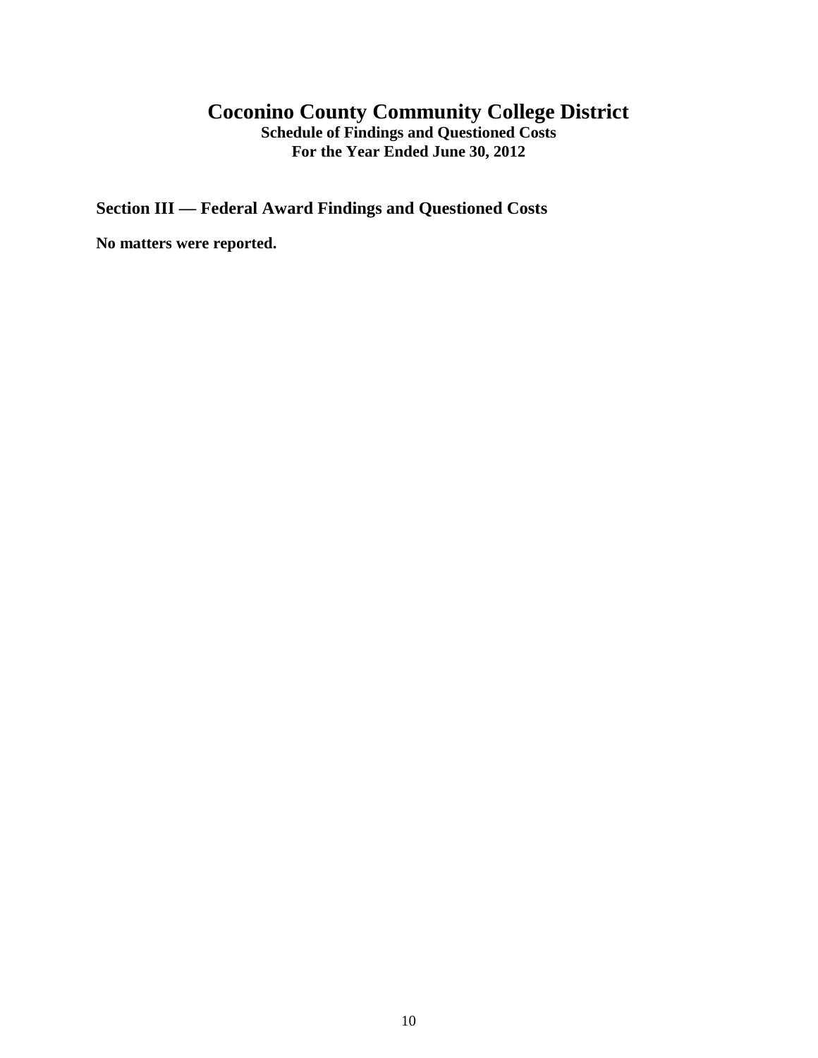# Coconino County Community College District

**Schedule of Findings and Questioned Costs**
**For the Year Ended June 30, 2012**

## Section III — Federal Award Findings and Questioned Costs

**No matters were reported.**